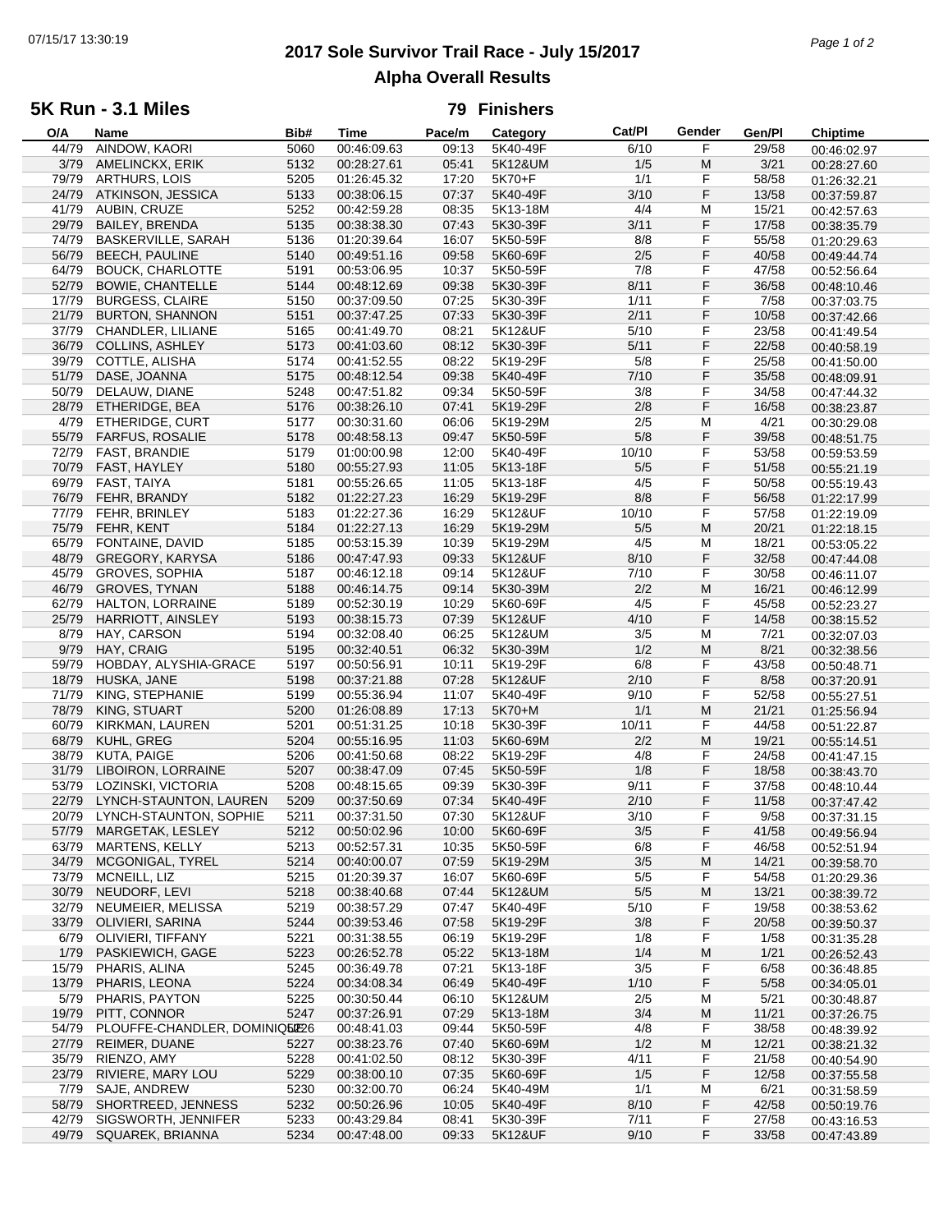# 2017 Sole Survivor Trail Race - July 15/2017

## Alpha Overall Results

### 5K Run - 3.1 Miles

**79 Finishers**

| O/A | Name | Bib# | Time | Pace/m | Category | Cat/Pl | Gender | Gen/Pl | Chiptime |
|---|---|---|---|---|---|---|---|---|---|
| 44/79 | AINDOW, KAORI | 5060 | 00:46:09.63 | 09:13 | 5K40-49F | 6/10 | F | 29/58 | 00:46:02.97 |
| 3/79 | AMELINCKX, ERIK | 5132 | 00:28:27.61 | 05:41 | 5K12&UM | 1/5 | M | 3/21 | 00:28:27.60 |
| 79/79 | ARTHURS, LOIS | 5205 | 01:26:45.32 | 17:20 | 5K70+F | 1/1 | F | 58/58 | 01:26:32.21 |
| 24/79 | ATKINSON, JESSICA | 5133 | 00:38:06.15 | 07:37 | 5K40-49F | 3/10 | F | 13/58 | 00:37:59.87 |
| 41/79 | AUBIN, CRUZE | 5252 | 00:42:59.28 | 08:35 | 5K13-18M | 4/4 | M | 15/21 | 00:42:57.63 |
| 29/79 | BAILEY, BRENDA | 5135 | 00:38:38.30 | 07:43 | 5K30-39F | 3/11 | F | 17/58 | 00:38:35.79 |
| 74/79 | BASKERVILLE, SARAH | 5136 | 01:20:39.64 | 16:07 | 5K50-59F | 8/8 | F | 55/58 | 01:20:29.63 |
| 56/79 | BEECH, PAULINE | 5140 | 00:49:51.16 | 09:58 | 5K60-69F | 2/5 | F | 40/58 | 00:49:44.74 |
| 64/79 | BOUCK, CHARLOTTE | 5191 | 00:53:06.95 | 10:37 | 5K50-59F | 7/8 | F | 47/58 | 00:52:56.64 |
| 52/79 | BOWIE, CHANTELLE | 5144 | 00:48:12.69 | 09:38 | 5K30-39F | 8/11 | F | 36/58 | 00:48:10.46 |
| 17/79 | BURGESS, CLAIRE | 5150 | 00:37:09.50 | 07:25 | 5K30-39F | 1/11 | F | 7/58 | 00:37:03.75 |
| 21/79 | BURTON, SHANNON | 5151 | 00:37:47.25 | 07:33 | 5K30-39F | 2/11 | F | 10/58 | 00:37:42.66 |
| 37/79 | CHANDLER, LILIANE | 5165 | 00:41:49.70 | 08:21 | 5K12&UF | 5/10 | F | 23/58 | 00:41:49.54 |
| 36/79 | COLLINS, ASHLEY | 5173 | 00:41:03.60 | 08:12 | 5K30-39F | 5/11 | F | 22/58 | 00:40:58.19 |
| 39/79 | COTTLE, ALISHA | 5174 | 00:41:52.55 | 08:22 | 5K19-29F | 5/8 | F | 25/58 | 00:41:50.00 |
| 51/79 | DASE, JOANNA | 5175 | 00:48:12.54 | 09:38 | 5K40-49F | 7/10 | F | 35/58 | 00:48:09.91 |
| 50/79 | DELAUW, DIANE | 5248 | 00:47:51.82 | 09:34 | 5K50-59F | 3/8 | F | 34/58 | 00:47:44.32 |
| 28/79 | ETHERIDGE, BEA | 5176 | 00:38:26.10 | 07:41 | 5K19-29F | 2/8 | F | 16/58 | 00:38:23.87 |
| 4/79 | ETHERIDGE, CURT | 5177 | 00:30:31.60 | 06:06 | 5K19-29M | 2/5 | M | 4/21 | 00:30:29.08 |
| 55/79 | FARFUS, ROSALIE | 5178 | 00:48:58.13 | 09:47 | 5K50-59F | 5/8 | F | 39/58 | 00:48:51.75 |
| 72/79 | FAST, BRANDIE | 5179 | 01:00:00.98 | 12:00 | 5K40-49F | 10/10 | F | 53/58 | 00:59:53.59 |
| 70/79 | FAST, HAYLEY | 5180 | 00:55:27.93 | 11:05 | 5K13-18F | 5/5 | F | 51/58 | 00:55:21.19 |
| 69/79 | FAST, TAIYA | 5181 | 00:55:26.65 | 11:05 | 5K13-18F | 4/5 | F | 50/58 | 00:55:19.43 |
| 76/79 | FEHR, BRANDY | 5182 | 01:22:27.23 | 16:29 | 5K19-29F | 8/8 | F | 56/58 | 01:22:17.99 |
| 77/79 | FEHR, BRINLEY | 5183 | 01:22:27.36 | 16:29 | 5K12&UF | 10/10 | F | 57/58 | 01:22:19.09 |
| 75/79 | FEHR, KENT | 5184 | 01:22:27.13 | 16:29 | 5K19-29M | 5/5 | M | 20/21 | 01:22:18.15 |
| 65/79 | FONTAINE, DAVID | 5185 | 00:53:15.39 | 10:39 | 5K19-29M | 4/5 | M | 18/21 | 00:53:05.22 |
| 48/79 | GREGORY, KARYSA | 5186 | 00:47:47.93 | 09:33 | 5K12&UF | 8/10 | F | 32/58 | 00:47:44.08 |
| 45/79 | GROVES, SOPHIA | 5187 | 00:46:12.18 | 09:14 | 5K12&UF | 7/10 | F | 30/58 | 00:46:11.07 |
| 46/79 | GROVES, TYNAN | 5188 | 00:46:14.75 | 09:14 | 5K30-39M | 2/2 | M | 16/21 | 00:46:12.99 |
| 62/79 | HALTON, LORRAINE | 5189 | 00:52:30.19 | 10:29 | 5K60-69F | 4/5 | F | 45/58 | 00:52:23.27 |
| 25/79 | HARRIOTT, AINSLEY | 5193 | 00:38:15.73 | 07:39 | 5K12&UF | 4/10 | F | 14/58 | 00:38:15.52 |
| 8/79 | HAY, CARSON | 5194 | 00:32:08.40 | 06:25 | 5K12&UM | 3/5 | M | 7/21 | 00:32:07.03 |
| 9/79 | HAY, CRAIG | 5195 | 00:32:40.51 | 06:32 | 5K30-39M | 1/2 | M | 8/21 | 00:32:38.56 |
| 59/79 | HOBDAY, ALYSHIA-GRACE | 5197 | 00:50:56.91 | 10:11 | 5K19-29F | 6/8 | F | 43/58 | 00:50:48.71 |
| 18/79 | HUSKA, JANE | 5198 | 00:37:21.88 | 07:28 | 5K12&UF | 2/10 | F | 8/58 | 00:37:20.91 |
| 71/79 | KING, STEPHANIE | 5199 | 00:55:36.94 | 11:07 | 5K40-49F | 9/10 | F | 52/58 | 00:55:27.51 |
| 78/79 | KING, STUART | 5200 | 01:26:08.89 | 17:13 | 5K70+M | 1/1 | M | 21/21 | 01:25:56.94 |
| 60/79 | KIRKMAN, LAUREN | 5201 | 00:51:31.25 | 10:18 | 5K30-39F | 10/11 | F | 44/58 | 00:51:22.87 |
| 68/79 | KUHL, GREG | 5204 | 00:55:16.95 | 11:03 | 5K60-69M | 2/2 | M | 19/21 | 00:55:14.51 |
| 38/79 | KUTA, PAIGE | 5206 | 00:41:50.68 | 08:22 | 5K19-29F | 4/8 | F | 24/58 | 00:41:47.15 |
| 31/79 | LIBOIRON, LORRAINE | 5207 | 00:38:47.09 | 07:45 | 5K50-59F | 1/8 | F | 18/58 | 00:38:43.70 |
| 53/79 | LOZINSKI, VICTORIA | 5208 | 00:48:15.65 | 09:39 | 5K30-39F | 9/11 | F | 37/58 | 00:48:10.44 |
| 22/79 | LYNCH-STAUNTON, LAUREN | 5209 | 00:37:50.69 | 07:34 | 5K40-49F | 2/10 | F | 11/58 | 00:37:47.42 |
| 20/79 | LYNCH-STAUNTON, SOPHIE | 5211 | 00:37:31.50 | 07:30 | 5K12&UF | 3/10 | F | 9/58 | 00:37:31.15 |
| 57/79 | MARGETAK, LESLEY | 5212 | 00:50:02.96 | 10:00 | 5K60-69F | 3/5 | F | 41/58 | 00:49:56.94 |
| 63/79 | MARTENS, KELLY | 5213 | 00:52:57.31 | 10:35 | 5K50-59F | 6/8 | F | 46/58 | 00:52:51.94 |
| 34/79 | MCGONIGAL, TYREL | 5214 | 00:40:00.07 | 07:59 | 5K19-29M | 3/5 | M | 14/21 | 00:39:58.70 |
| 73/79 | MCNEILL, LIZ | 5215 | 01:20:39.37 | 16:07 | 5K60-69F | 5/5 | F | 54/58 | 01:20:29.36 |
| 30/79 | NEUDORF, LEVI | 5218 | 00:38:40.68 | 07:44 | 5K12&UM | 5/5 | M | 13/21 | 00:38:39.72 |
| 32/79 | NEUMEIER, MELISSA | 5219 | 00:38:57.29 | 07:47 | 5K40-49F | 5/10 | F | 19/58 | 00:38:53.62 |
| 33/79 | OLIVIERI, SARINA | 5244 | 00:39:53.46 | 07:58 | 5K19-29F | 3/8 | F | 20/58 | 00:39:50.37 |
| 6/79 | OLIVIERI, TIFFANY | 5221 | 00:31:38.55 | 06:19 | 5K19-29F | 1/8 | F | 1/58 | 00:31:35.28 |
| 1/79 | PASKIEWICH, GAGE | 5223 | 00:26:52.78 | 05:22 | 5K13-18M | 1/4 | M | 1/21 | 00:26:52.43 |
| 15/79 | PHARIS, ALINA | 5245 | 00:36:49.78 | 07:21 | 5K13-18F | 3/5 | F | 6/58 | 00:36:48.85 |
| 13/79 | PHARIS, LEONA | 5224 | 00:34:08.34 | 06:49 | 5K40-49F | 1/10 | F | 5/58 | 00:34:05.01 |
| 5/79 | PHARIS, PAYTON | 5225 | 00:30:50.44 | 06:10 | 5K12&UM | 2/5 | M | 5/21 | 00:30:48.87 |
| 19/79 | PITT, CONNOR | 5247 | 00:37:26.91 | 07:29 | 5K13-18M | 3/4 | M | 11/21 | 00:37:26.75 |
| 54/79 | PLOUFFE-CHANDLER, DOMINIQUE | 5226 | 00:48:41.03 | 09:44 | 5K50-59F | 4/8 | F | 38/58 | 00:48:39.92 |
| 27/79 | REIMER, DUANE | 5227 | 00:38:23.76 | 07:40 | 5K60-69M | 1/2 | M | 12/21 | 00:38:21.32 |
| 35/79 | RIENZO, AMY | 5228 | 00:41:02.50 | 08:12 | 5K30-39F | 4/11 | F | 21/58 | 00:40:54.90 |
| 23/79 | RIVIERE, MARY LOU | 5229 | 00:38:00.10 | 07:35 | 5K60-69F | 1/5 | F | 12/58 | 00:37:55.58 |
| 7/79 | SAJE, ANDREW | 5230 | 00:32:00.70 | 06:24 | 5K40-49M | 1/1 | M | 6/21 | 00:31:58.59 |
| 58/79 | SHORTREED, JENNESS | 5232 | 00:50:26.96 | 10:05 | 5K40-49F | 8/10 | F | 42/58 | 00:50:19.76 |
| 42/79 | SIGSWORTH, JENNIFER | 5233 | 00:43:29.84 | 08:41 | 5K30-39F | 7/11 | F | 27/58 | 00:43:16.53 |
| 49/79 | SQUAREK, BRIANNA | 5234 | 00:47:48.00 | 09:33 | 5K12&UF | 9/10 | F | 33/58 | 00:47:43.89 |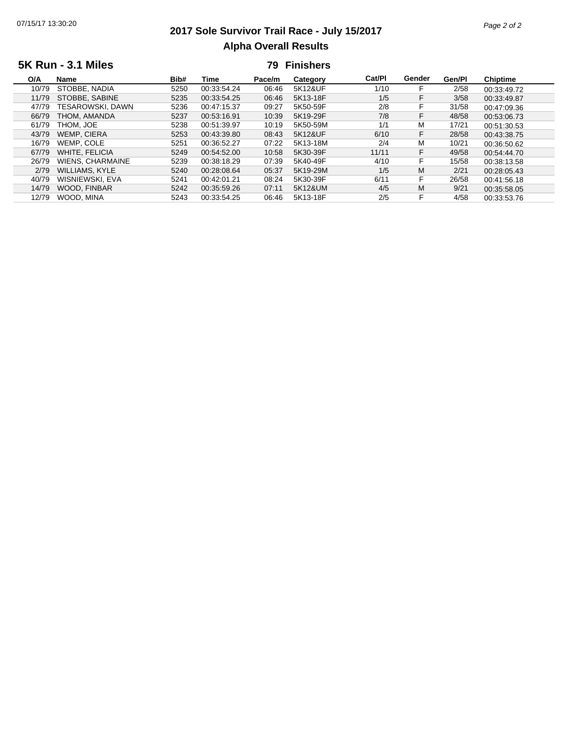# 2017 Sole Survivor Trail Race - July 15/2017

## Alpha Overall Results

### 5K Run - 3.1 Miles

**79 Finishers**

| O/A | Name | Bib# | Time | Pace/m | Category | Cat/Pl | Gender | Gen/Pl | Chiptime |
|---|---|---|---|---|---|---|---|---|---|
| 10/79 | STOBBE, NADIA | 5250 | 00:33:54.24 | 06:46 | 5K12&UF | 1/10 | F | 2/58 | 00:33:49.72 |
| 11/79 | STOBBE, SABINE | 5235 | 00:33:54.25 | 06:46 | 5K13-18F | 1/5 | F | 3/58 | 00:33:49.87 |
| 47/79 | TESAROWSKI, DAWN | 5236 | 00:47:15.37 | 09:27 | 5K50-59F | 2/8 | F | 31/58 | 00:47:09.36 |
| 66/79 | THOM, AMANDA | 5237 | 00:53:16.91 | 10:39 | 5K19-29F | 7/8 | F | 48/58 | 00:53:06.73 |
| 61/79 | THOM, JOE | 5238 | 00:51:39.97 | 10:19 | 5K50-59M | 1/1 | M | 17/21 | 00:51:30.53 |
| 43/79 | WEMP, CIERA | 5253 | 00:43:39.80 | 08:43 | 5K12&UF | 6/10 | F | 28/58 | 00:43:38.75 |
| 16/79 | WEMP, COLE | 5251 | 00:36:52.27 | 07:22 | 5K13-18M | 2/4 | M | 10/21 | 00:36:50.62 |
| 67/79 | WHITE, FELICIA | 5249 | 00:54:52.00 | 10:58 | 5K30-39F | 11/11 | F | 49/58 | 00:54:44.70 |
| 26/79 | WIENS, CHARMAINE | 5239 | 00:38:18.29 | 07:39 | 5K40-49F | 4/10 | F | 15/58 | 00:38:13.58 |
| 2/79 | WILLIAMS, KYLE | 5240 | 00:28:08.64 | 05:37 | 5K19-29M | 1/5 | M | 2/21 | 00:28:05.43 |
| 40/79 | WISNIEWSKI, EVA | 5241 | 00:42:01.21 | 08:24 | 5K30-39F | 6/11 | F | 26/58 | 00:41:56.18 |
| 14/79 | WOOD, FINBAR | 5242 | 00:35:59.26 | 07:11 | 5K12&UM | 4/5 | M | 9/21 | 00:35:58.05 |
| 12/79 | WOOD, MINA | 5243 | 00:33:54.25 | 06:46 | 5K13-18F | 2/5 | F | 4/58 | 00:33:53.76 |